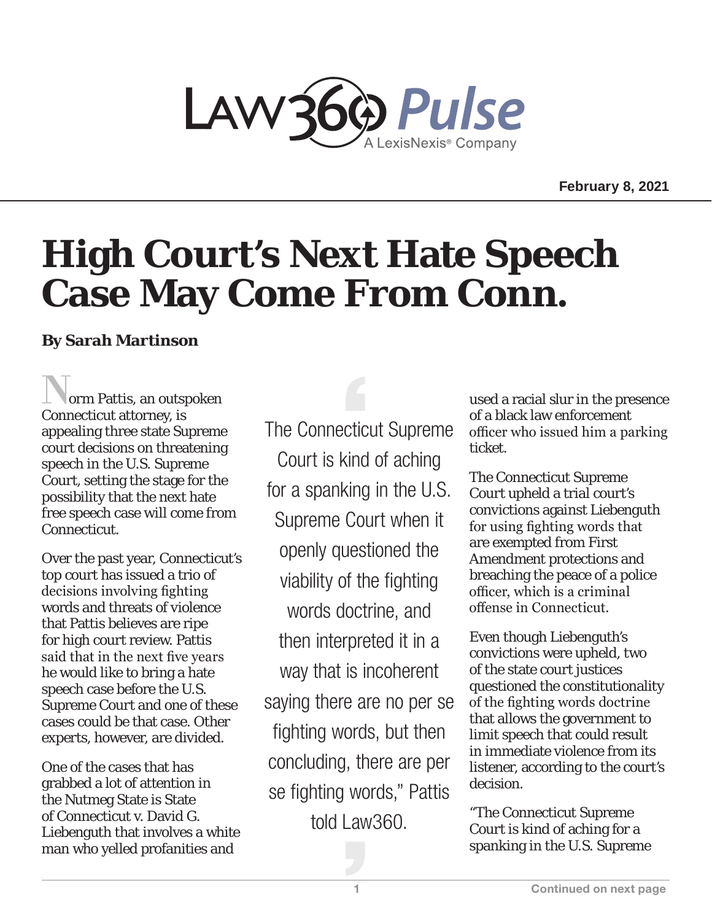February 8, 2021

# High Court's Next Hate Speech Case May Come From Conn.

**By Sarah Martinson**

Norm Pattis, an outspoken Connecticut attorney, is appealing three state Supreme court decisions on threatening speech in the U.S. Supreme Court, setting the stage for the possibility that the next hate free speech case will come from Connecticut.

Over the past year, Connecticut's top court has issued a trio of decisions involving fighting words and threats of violence that Pattis believes are ripe for high court review. Pattis said that in the next five years he would like to bring a hate speech case before the U.S. Supreme Court and one of these cases could be that case. Other experts, however, are divided.

One of the cases that has grabbed a lot of attention in the Nutmeg State is State of Connecticut v. David G. Liebenguth that involves a white man who yelled profanities and used a racial slur in the presence of a black law enforcement officer who issued him a parking ticket.

> "The Connecticut Supreme Court is kind of aching for a spanking in the U.S. Supreme Court when it openly questioned the viability of the fighting words doctrine, and then interpreted it in a way that is incoherent saying there are no per se fighting words, but then concluding, there are per se fighting words," Pattis told Law360.

The Connecticut Supreme Court upheld a trial court's convictions against Liebenguth for using fighting words that are exempted from First Amendment protections and breaching the peace of a police officer, which is a criminal offense in Connecticut.

Even though Liebenguth's convictions were upheld, two of the state court justices questioned the constitutionality of the fighting words doctrine that allows the government to limit speech that could result in immediate violence from its listener, according to the court's decision.

"The Connecticut Supreme Court is kind of aching for a spanking in the U.S. Supreme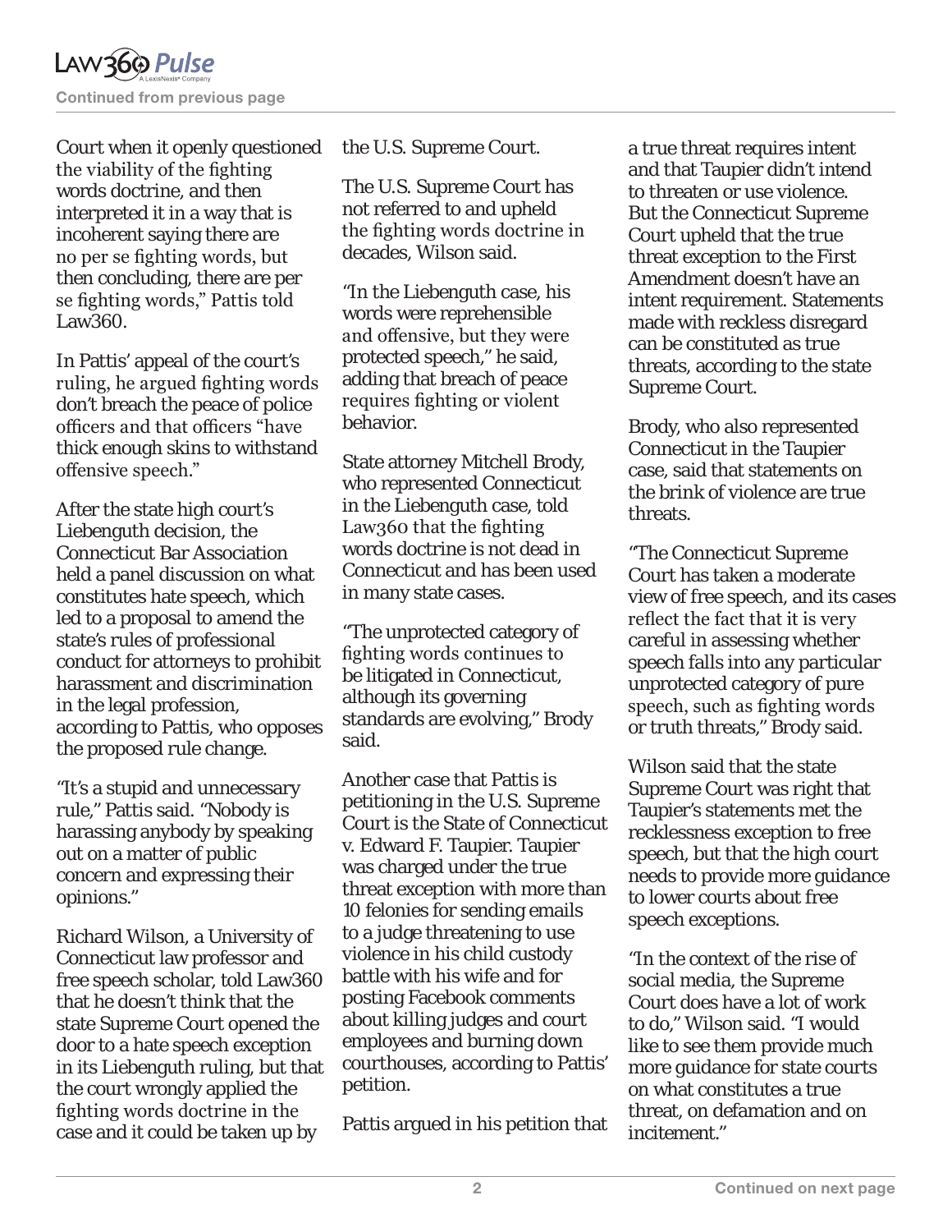Court when it openly questioned the viability of the fighting words doctrine, and then interpreted it in a way that is incoherent saying there are no per se fighting words, but then concluding, there are per se fighting words," Pattis told Law360.

In Pattis' appeal of the court's ruling, he argued fighting words don't breach the peace of police officers and that officers "have thick enough skins to withstand offensive speech."

After the state high court's Liebenguth decision, the Connecticut Bar Association held a panel discussion on what constitutes hate speech, which led to a proposal to amend the state's rules of professional conduct for attorneys to prohibit harassment and discrimination in the legal profession, according to Pattis, who opposes the proposed rule change.

"It's a stupid and unnecessary rule," Pattis said. "Nobody is harassing anybody by speaking out on a matter of public concern and expressing their opinions."

Richard Wilson, a University of Connecticut law professor and free speech scholar, told Law360 that he doesn't think that the state Supreme Court opened the door to a hate speech exception in its Liebenguth ruling, but that the court wrongly applied the fighting words doctrine in the case and it could be taken up by the U.S. Supreme Court.

The U.S. Supreme Court has not referred to and upheld the fighting words doctrine in decades, Wilson said.

"In the Liebenguth case, his words were reprehensible and offensive, but they were protected speech," he said, adding that breach of peace requires fighting or violent behavior.

State attorney Mitchell Brody, who represented Connecticut in the Liebenguth case, told Law360 that the fighting words doctrine is not dead in Connecticut and has been used in many state cases.

"The unprotected category of fighting words continues to be litigated in Connecticut, although its governing standards are evolving," Brody said.

Another case that Pattis is petitioning in the U.S. Supreme Court is the State of Connecticut v. Edward F. Taupier. Taupier was charged under the true threat exception with more than 10 felonies for sending emails to a judge threatening to use violence in his child custody battle with his wife and for posting Facebook comments about killing judges and court employees and burning down courthouses, according to Pattis' petition.

Pattis argued in his petition that a true threat requires intent and that Taupier didn't intend to threaten or use violence. But the Connecticut Supreme Court upheld that the true threat exception to the First Amendment doesn't have an intent requirement. Statements made with reckless disregard can be constituted as true threats, according to the state Supreme Court.

Brody, who also represented Connecticut in the Taupier case, said that statements on the brink of violence are true threats.

"The Connecticut Supreme Court has taken a moderate view of free speech, and its cases reflect the fact that it is very careful in assessing whether speech falls into any particular unprotected category of pure speech, such as fighting words or truth threats," Brody said.

Wilson said that the state Supreme Court was right that Taupier's statements met the recklessness exception to free speech, but that the high court needs to provide more guidance to lower courts about free speech exceptions.

"In the context of the rise of social media, the Supreme Court does have a lot of work to do," Wilson said. "I would like to see them provide much more guidance for state courts on what constitutes a true threat, on defamation and on incitement."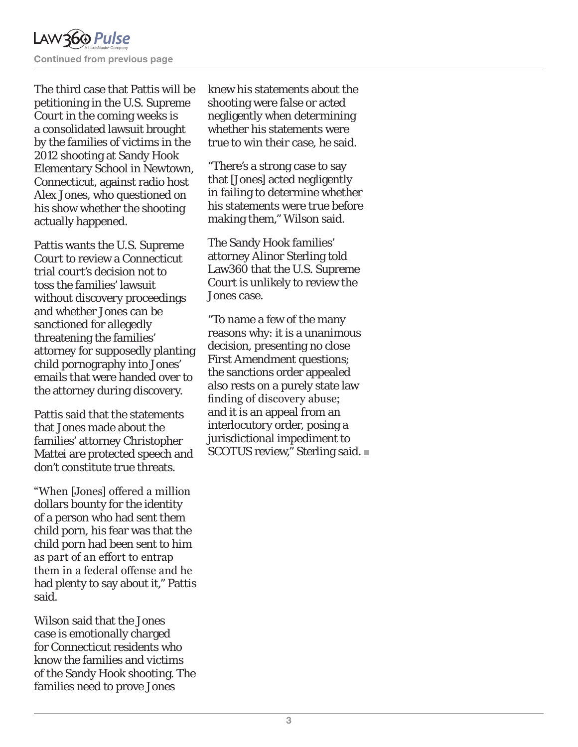The third case that Pattis will be petitioning in the U.S. Supreme Court in the coming weeks is a consolidated lawsuit brought by the families of victims in the 2012 shooting at Sandy Hook Elementary School in Newtown, Connecticut, against radio host Alex Jones, who questioned on his show whether the shooting actually happened.

Pattis wants the U.S. Supreme Court to review a Connecticut trial court's decision not to toss the families' lawsuit without discovery proceedings and whether Jones can be sanctioned for allegedly threatening the families' attorney for supposedly planting child pornography into Jones' emails that were handed over to the attorney during discovery.

Pattis said that the statements that Jones made about the families' attorney Christopher Mattei are protected speech and don't constitute true threats.

"When [Jones] offered a million dollars bounty for the identity of a person who had sent them child porn, his fear was that the child porn had been sent to him as part of an effort to entrap them in a federal offense and he had plenty to say about it," Pattis said.

Wilson said that the Jones case is emotionally charged for Connecticut residents who know the families and victims of the Sandy Hook shooting. The families need to prove Jones knew his statements about the shooting were false or acted negligently when determining whether his statements were true to win their case, he said.

"There's a strong case to say that [Jones] acted negligently in failing to determine whether his statements were true before making them," Wilson said.

The Sandy Hook families' attorney Alinor Sterling told Law360 that the U.S. Supreme Court is unlikely to review the Jones case.

"To name a few of the many reasons why: it is a unanimous decision, presenting no close First Amendment questions; the sanctions order appealed also rests on a purely state law finding of discovery abuse; and it is an appeal from an interlocutory order, posing a jurisdictional impediment to SCOTUS review," Sterling said. ■